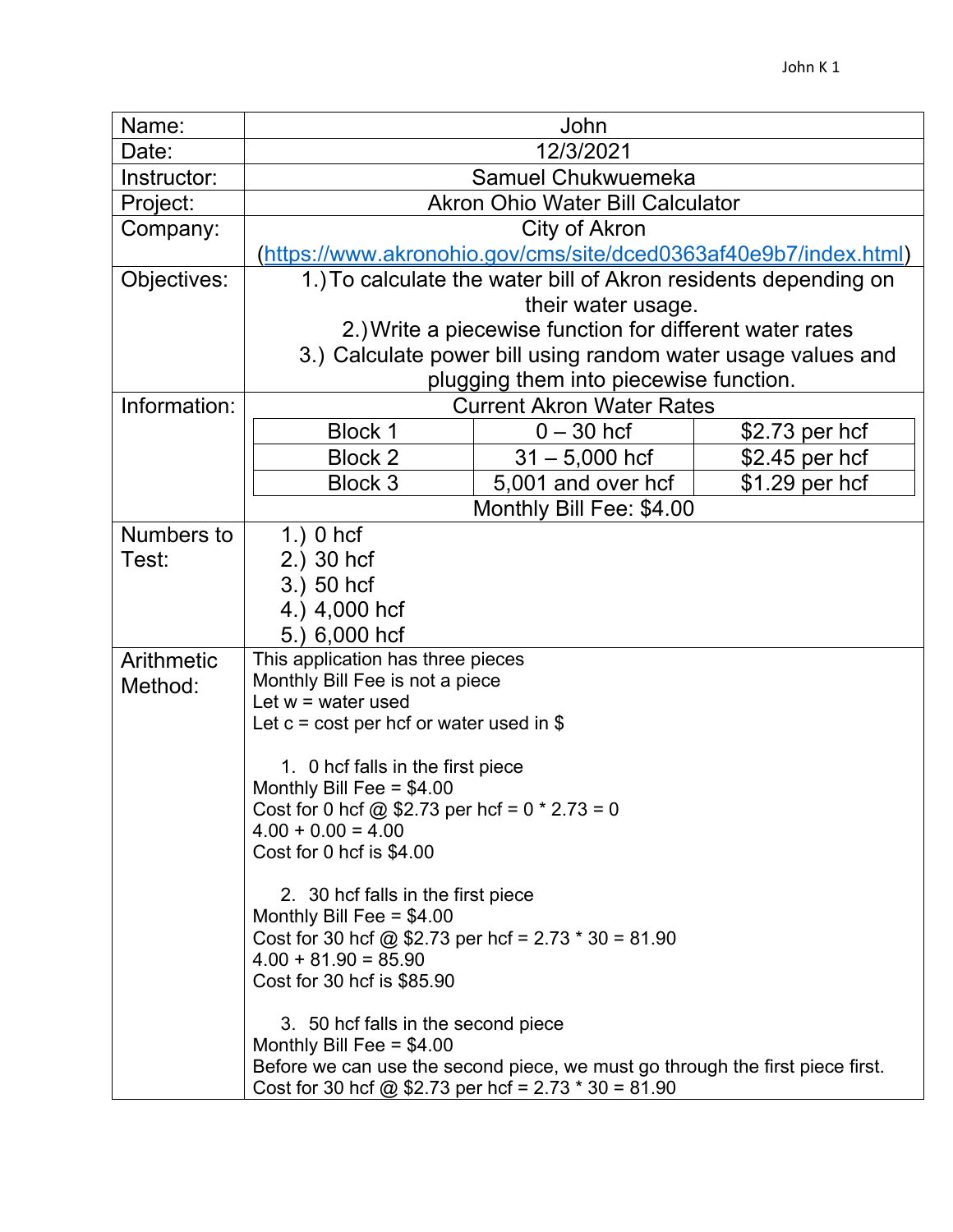| Name: | John |
| --- | --- |
| Date: | 12/3/2021 |
| Instructor: | Samuel Chukwuemeka |
| Project: | Akron Ohio Water Bill Calculator |
| Company: | City of Akron (https://www.akronohio.gov/cms/site/dced0363af40e9b7/index.html) |
| Objectives: | 1.) To calculate the water bill of Akron residents depending on their water usage. 2.) Write a piecewise function for different water rates 3.) Calculate power bill using random water usage values and plugging them into piecewise function. |
| Information: | Current Akron Water Rates (see table below); Monthly Bill Fee: $4.00 |
| Numbers to Test: | 1.) 0 hcf 2.) 30 hcf 3.) 50 hcf 4.) 4,000 hcf 5.) 6,000 hcf |

**Current Akron Water Rates**

| Block 1 | 0 – 30 hcf | $2.73 per hcf |
| --- | --- | --- |
| Block 2 | 31 – 5,000 hcf | $2.45 per hcf |
| Block 3 | 5,001 and over hcf | $1.29 per hcf |

Monthly Bill Fee: $4.00

**Arithmetic Method:**

This application has three pieces
Monthly Bill Fee is not a piece
Let w = water used
Let c = cost per hcf or water used in $

1. 0 hcf falls in the first piece

Monthly Bill Fee = $4.00
Cost for 0 hcf @ $2.73 per hcf = 0 * 2.73 = 0
4.00 + 0.00 = 4.00
Cost for 0 hcf is $4.00

2. 30 hcf falls in the first piece

Monthly Bill Fee = $4.00
Cost for 30 hcf @ $2.73 per hcf = 2.73 * 30 = 81.90
4.00 + 81.90 = 85.90
Cost for 30 hcf is $85.90

3. 50 hcf falls in the second piece

Monthly Bill Fee = $4.00
Before we can use the second piece, we must go through the first piece first.
Cost for 30 hcf @ $2.73 per hcf = 2.73 * 30 = 81.90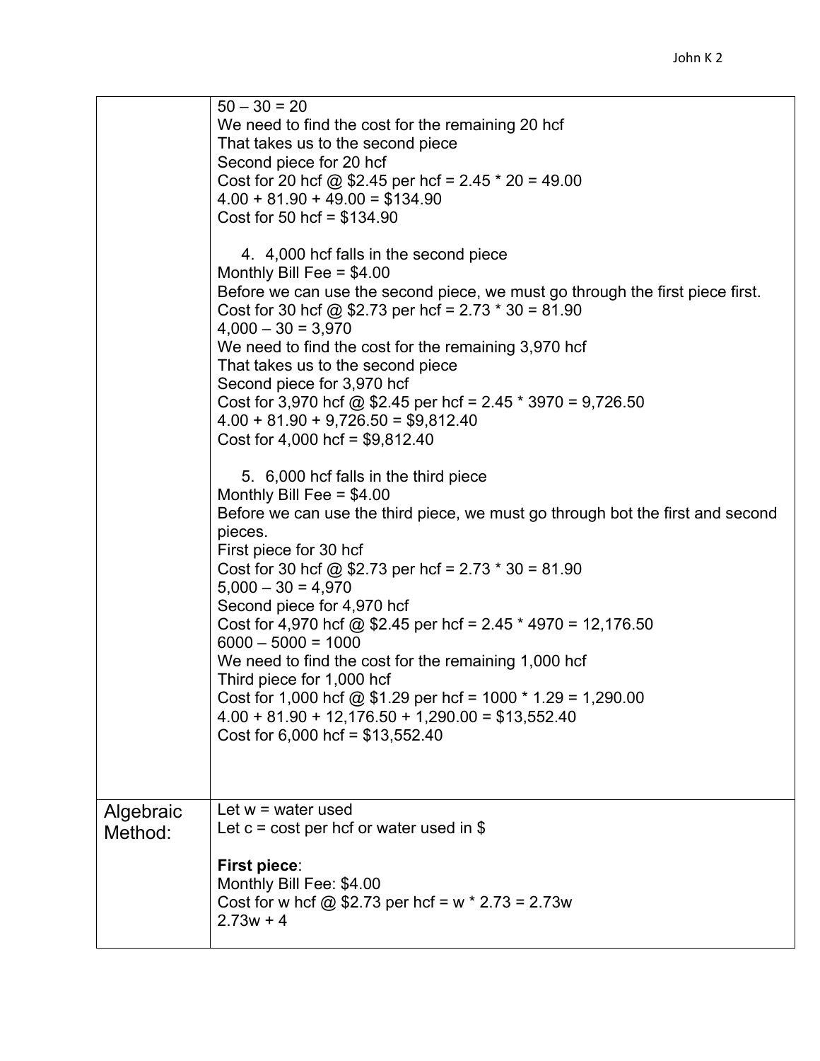|  |  |
| --- | --- |
|  | 50 – 30 = 20<br>We need to find the cost for the remaining 20 hcf<br>That takes us to the second piece<br>Second piece for 20 hcf<br>Cost for 20 hcf @ $2.45 per hcf = 2.45 * 20 = 49.00<br>4.00 + 81.90 + 49.00 = $134.90<br>Cost for 50 hcf = $134.90<br><br>4. 4,000 hcf falls in the second piece<br>Monthly Bill Fee = $4.00<br>Before we can use the second piece, we must go through the first piece first.<br>Cost for 30 hcf @ $2.73 per hcf = 2.73 * 30 = 81.90<br>4,000 – 30 = 3,970<br>We need to find the cost for the remaining 3,970 hcf<br>That takes us to the second piece<br>Second piece for 3,970 hcf<br>Cost for 3,970 hcf @ $2.45 per hcf = 2.45 * 3970 = 9,726.50<br>4.00 + 81.90 + 9,726.50 = $9,812.40<br>Cost for 4,000 hcf = $9,812.40<br><br>5. 6,000 hcf falls in the third piece<br>Monthly Bill Fee = $4.00<br>Before we can use the third piece, we must go through bot the first and second pieces.<br>First piece for 30 hcf<br>Cost for 30 hcf @ $2.73 per hcf = 2.73 * 30 = 81.90<br>5,000 – 30 = 4,970<br>Second piece for 4,970 hcf<br>Cost for 4,970 hcf @ $2.45 per hcf = 2.45 * 4970 = 12,176.50<br>6000 – 5000 = 1000<br>We need to find the cost for the remaining 1,000 hcf<br>Third piece for 1,000 hcf<br>Cost for 1,000 hcf @ $1.29 per hcf = 1000 * 1.29 = 1,290.00<br>4.00 + 81.90 + 12,176.50 + 1,290.00 = $13,552.40<br>Cost for 6,000 hcf = $13,552.40 |
| Algebraic Method: | Let w = water used<br>Let c = cost per hcf or water used in $<br><br>**First piece**:<br>Monthly Bill Fee: $4.00<br>Cost for w hcf @ $2.73 per hcf = w * 2.73 = 2.73w<br>2.73w + 4 |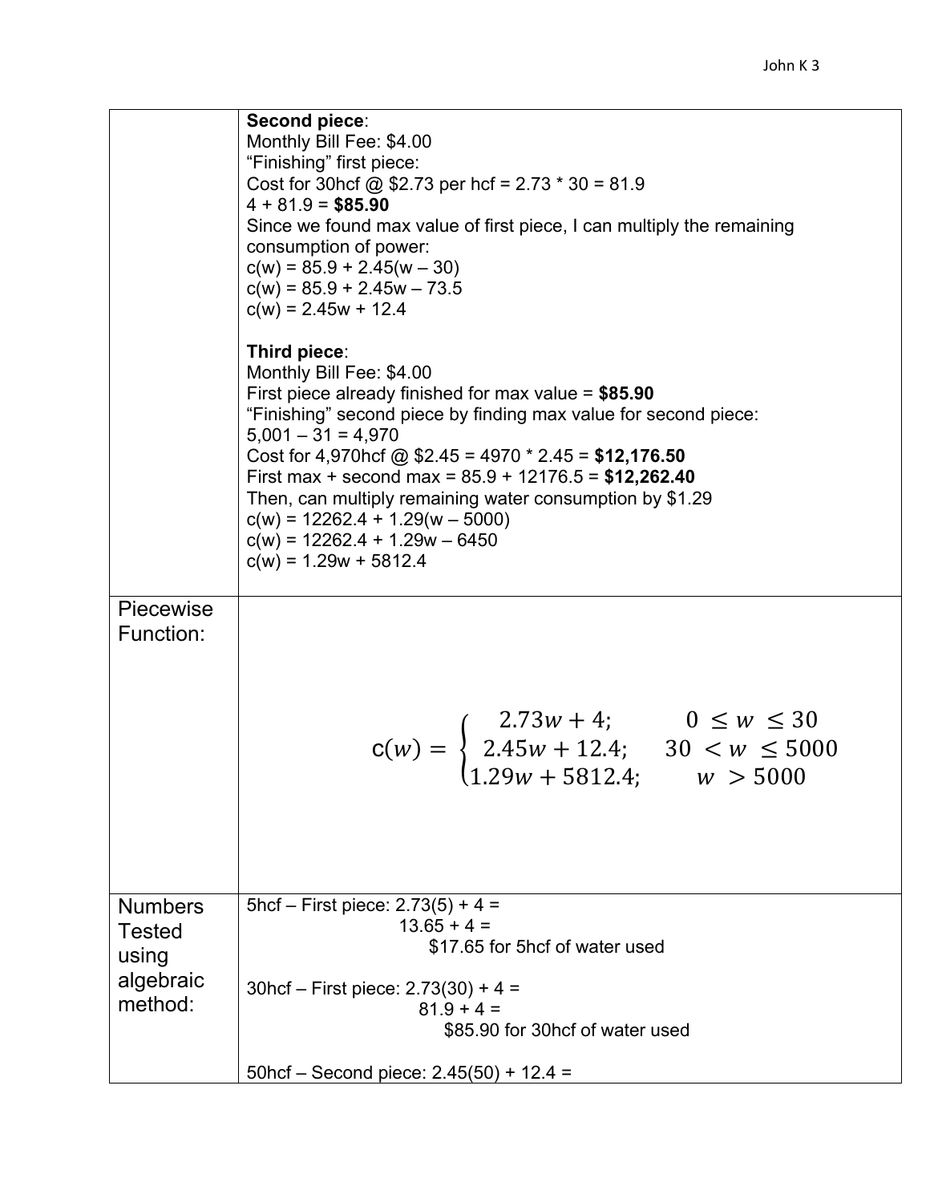| | |
|---|---|
| | **Second piece**:<br>Monthly Bill Fee: $4.00<br>"Finishing" first piece:<br>Cost for 30hcf @ $2.73 per hcf = 2.73 * 30 = 81.9<br>4 + 81.9 = **$85.90**<br>Since we found max value of first piece, I can multiply the remaining consumption of power:<br>c(w) = 85.9 + 2.45(w – 30)<br>c(w) = 85.9 + 2.45w – 73.5<br>c(w) = 2.45w + 12.4<br><br>**Third piece**:<br>Monthly Bill Fee: $4.00<br>First piece already finished for max value = **$85.90**<br>"Finishing" second piece by finding max value for second piece:<br>5,001 – 31 = 4,970<br>Cost for 4,970hcf @ $2.45 = 4970 * 2.45 = **$12,176.50**<br>First max + second max = 85.9 + 12176.5 = **$12,262.40**<br>Then, can multiply remaining water consumption by $1.29<br>c(w) = 12262.4 + 1.29(w – 5000)<br>c(w) = 12262.4 + 1.29w – 6450<br>c(w) = 1.29w + 5812.4 |
| Piecewise Function: | $$c(w) = \begin{cases} 2.73w + 4; & 0 \leq w \leq 30 \\ 2.45w + 12.4; & 30 < w \leq 5000 \\ 1.29w + 5812.4; & w > 5000 \end{cases}$$ |
| Numbers Tested using algebraic method: | 5hcf – First piece: 2.73(5) + 4 =<br>13.65 + 4 =<br>$17.65 for 5hcf of water used<br><br>30hcf – First piece: 2.73(30) + 4 =<br>81.9 + 4 =<br>$85.90 for 30hcf of water used<br><br>50hcf – Second piece: 2.45(50) + 12.4 = |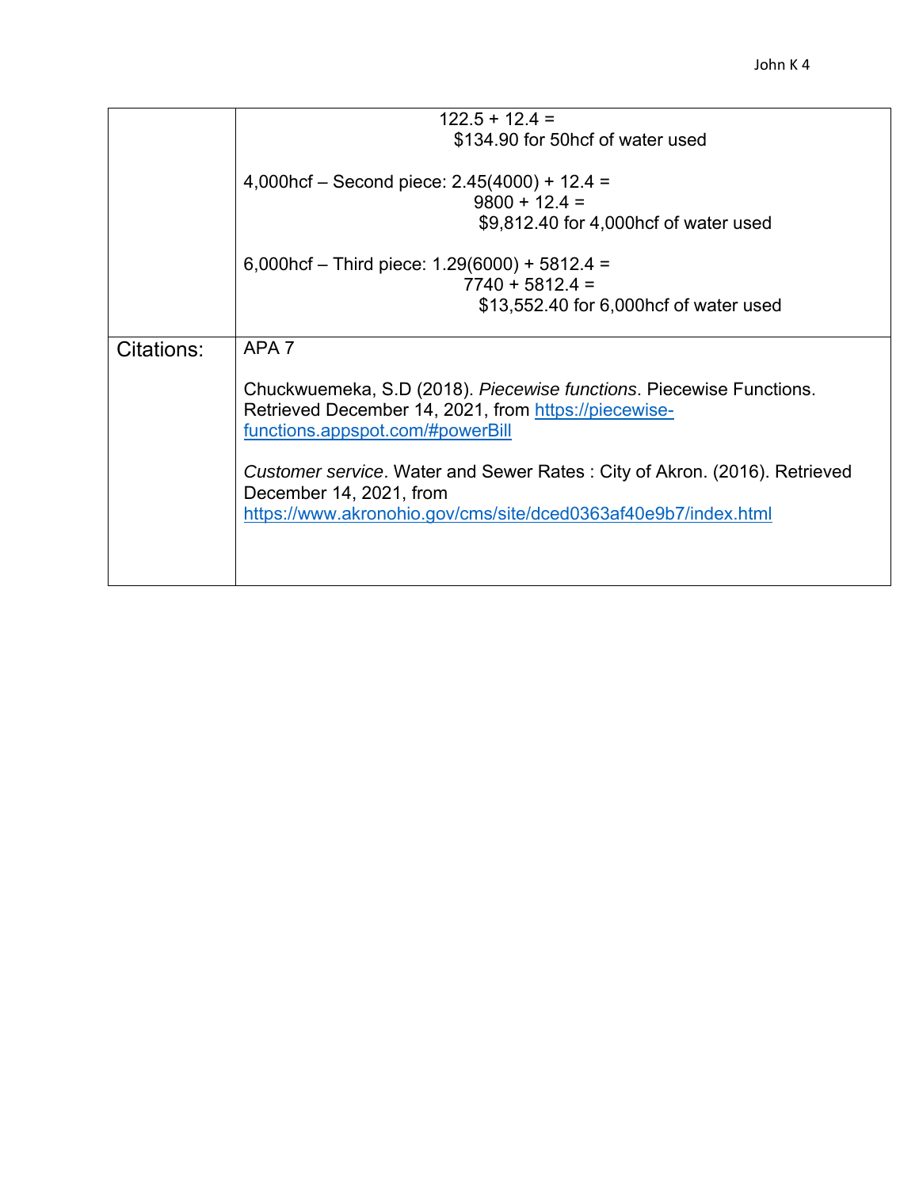| | |
|---|---|
| | 122.5 + 12.4 =<br>$134.90 for 50hcf of water used<br><br>4,000hcf – Second piece: 2.45(4000) + 12.4 =<br>9800 + 12.4 =<br>$9,812.40 for 4,000hcf of water used<br><br>6,000hcf – Third piece: 1.29(6000) + 5812.4 =<br>7740 + 5812.4 =<br>$13,552.40 for 6,000hcf of water used |
| Citations: | APA 7<br><br>Chuckwuemeka, S.D (2018). *Piecewise functions*. Piecewise Functions. Retrieved December 14, 2021, from [https://piecewise-functions.appspot.com/#powerBill](https://piecewise-functions.appspot.com/#powerBill)<br><br>*Customer service*. Water and Sewer Rates : City of Akron. (2016). Retrieved December 14, 2021, from [https://www.akronohio.gov/cms/site/dced0363af40e9b7/index.html](https://www.akronohio.gov/cms/site/dced0363af40e9b7/index.html) |